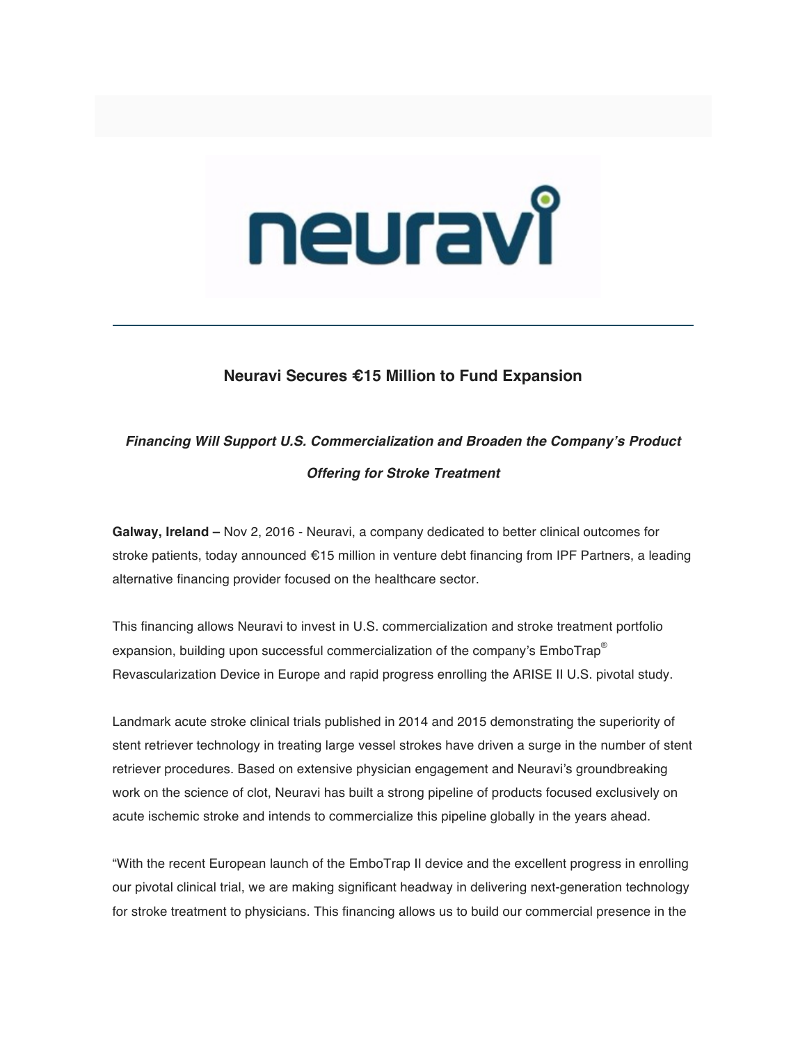# Neuravi Secures €15 Million to Fund Expansion

***Financing Will Support U.S. Commercialization and Broaden the Company's Product Offering for Stroke Treatment***

**Galway, Ireland –** Nov 2, 2016 - Neuravi, a company dedicated to better clinical outcomes for stroke patients, today announced €15 million in venture debt financing from IPF Partners, a leading alternative financing provider focused on the healthcare sector.

This financing allows Neuravi to invest in U.S. commercialization and stroke treatment portfolio expansion, building upon successful commercialization of the company's EmboTrap® Revascularization Device in Europe and rapid progress enrolling the ARISE II U.S. pivotal study.

Landmark acute stroke clinical trials published in 2014 and 2015 demonstrating the superiority of stent retriever technology in treating large vessel strokes have driven a surge in the number of stent retriever procedures. Based on extensive physician engagement and Neuravi's groundbreaking work on the science of clot, Neuravi has built a strong pipeline of products focused exclusively on acute ischemic stroke and intends to commercialize this pipeline globally in the years ahead.

"With the recent European launch of the EmboTrap II device and the excellent progress in enrolling our pivotal clinical trial, we are making significant headway in delivering next-generation technology for stroke treatment to physicians. This financing allows us to build our commercial presence in the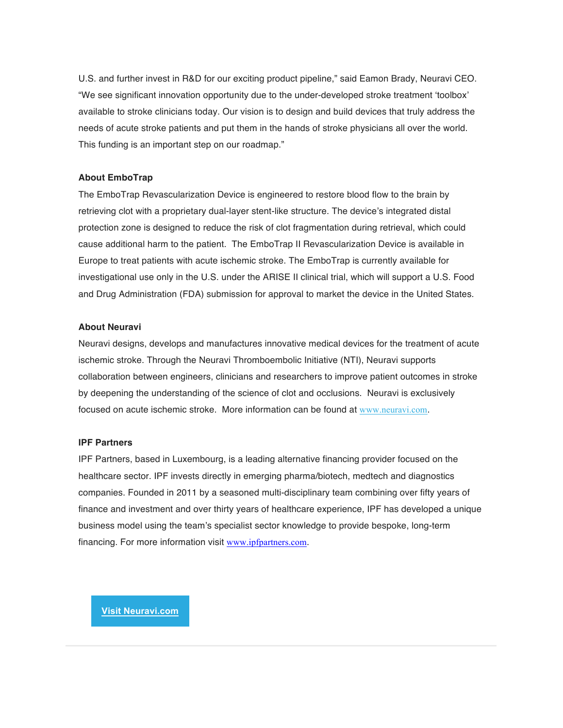U.S. and further invest in R&D for our exciting product pipeline," said Eamon Brady, Neuravi CEO. "We see significant innovation opportunity due to the under-developed stroke treatment 'toolbox' available to stroke clinicians today. Our vision is to design and build devices that truly address the needs of acute stroke patients and put them in the hands of stroke physicians all over the world. This funding is an important step on our roadmap."

**About EmboTrap**

The EmboTrap Revascularization Device is engineered to restore blood flow to the brain by retrieving clot with a proprietary dual-layer stent-like structure. The device's integrated distal protection zone is designed to reduce the risk of clot fragmentation during retrieval, which could cause additional harm to the patient. The EmboTrap II Revascularization Device is available in Europe to treat patients with acute ischemic stroke. The EmboTrap is currently available for investigational use only in the U.S. under the ARISE II clinical trial, which will support a U.S. Food and Drug Administration (FDA) submission for approval to market the device in the United States.

**About Neuravi**

Neuravi designs, develops and manufactures innovative medical devices for the treatment of acute ischemic stroke. Through the Neuravi Thromboembolic Initiative (NTI), Neuravi supports collaboration between engineers, clinicians and researchers to improve patient outcomes in stroke by deepening the understanding of the science of clot and occlusions. Neuravi is exclusively focused on acute ischemic stroke. More information can be found at www.neuravi.com.

**IPF Partners**

IPF Partners, based in Luxembourg, is a leading alternative financing provider focused on the healthcare sector. IPF invests directly in emerging pharma/biotech, medtech and diagnostics companies. Founded in 2011 by a seasoned multi-disciplinary team combining over fifty years of finance and investment and over thirty years of healthcare experience, IPF has developed a unique business model using the team's specialist sector knowledge to provide bespoke, long-term financing. For more information visit www.ipfpartners.com.

**Visit Neuravi.com**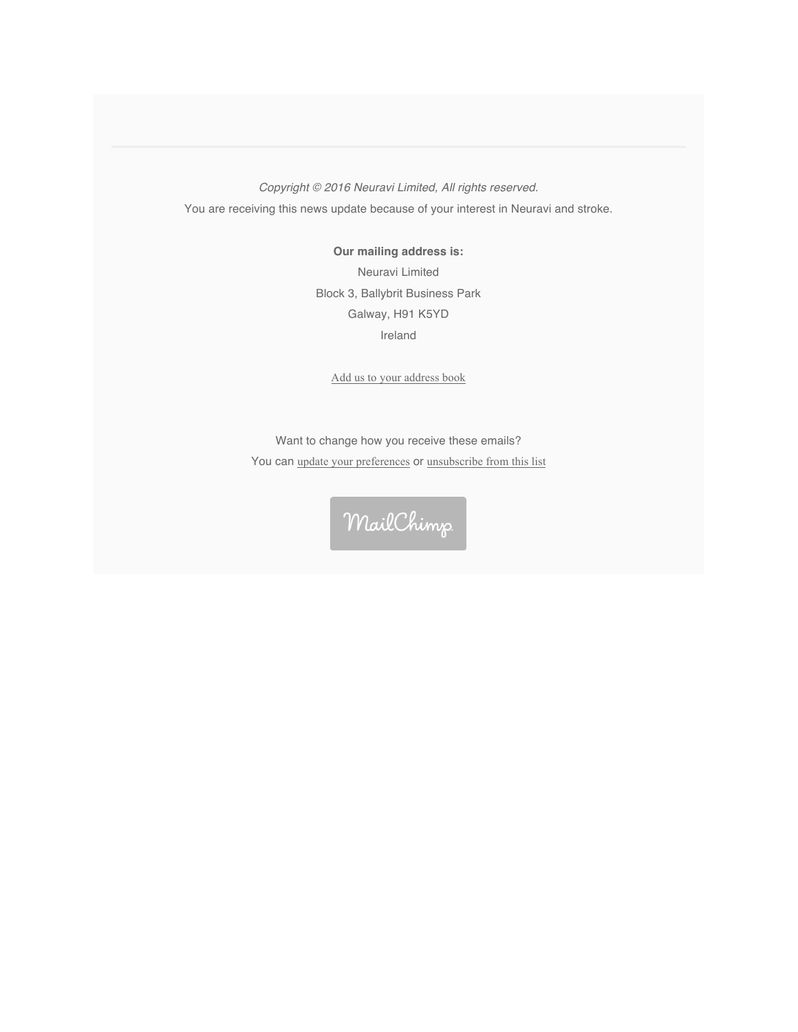*Copyright © 2016 Neuravi Limited, All rights reserved.*

You are receiving this news update because of your interest in Neuravi and stroke.

**Our mailing address is:**

Neuravi Limited

Block 3, Ballybrit Business Park

Galway, H91 K5YD

Ireland

Add us to your address book

Want to change how you receive these emails?

You can update your preferences or unsubscribe from this list

MailChimp